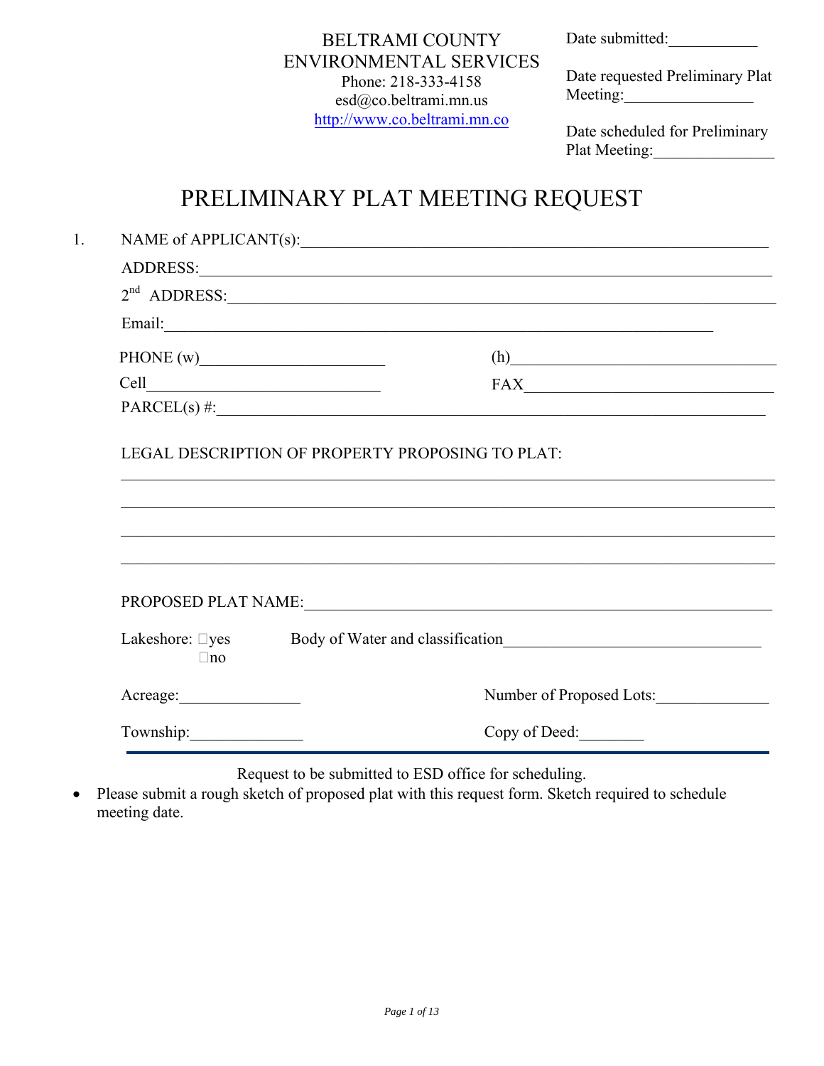BELTRAMI COUNTY
ENVIRONMENTAL SERVICES
Phone: 218-333-4158
esd@co.beltrami.mn.us
http://www.co.beltrami.mn.co

Date submitted:___________

Date requested Preliminary Plat Meeting:________________

Date scheduled for Preliminary Plat Meeting:_______________

# PRELIMINARY PLAT MEETING REQUEST

1. NAME of APPLICANT(s):____________________________________________________________

   ADDRESS:_________________________________________________________________________

   2nd ADDRESS:______________________________________________________________________

   Email:_____________________________________________________________________

   PHONE (w)______________________ (h)__________________________________

   Cell_____________________________ FAX_______________________________

   PARCEL(s) #:______________________________________________________________________

   LEGAL DESCRIPTION OF PROPERTY PROPOSING TO PLAT:

   _________________________________________________________________________________

   _________________________________________________________________________________

   _________________________________________________________________________________

   _________________________________________________________________________________

   PROPOSED PLAT NAME:______________________________________________________________

   Lakeshore: ☐yes ☐no Body of Water and classification_______________________________

   Acreage:_______________ Number of Proposed Lots:______________

   Township:______________ Copy of Deed:________

Request to be submitted to ESD office for scheduling.

- Please submit a rough sketch of proposed plat with this request form. Sketch required to schedule meeting date.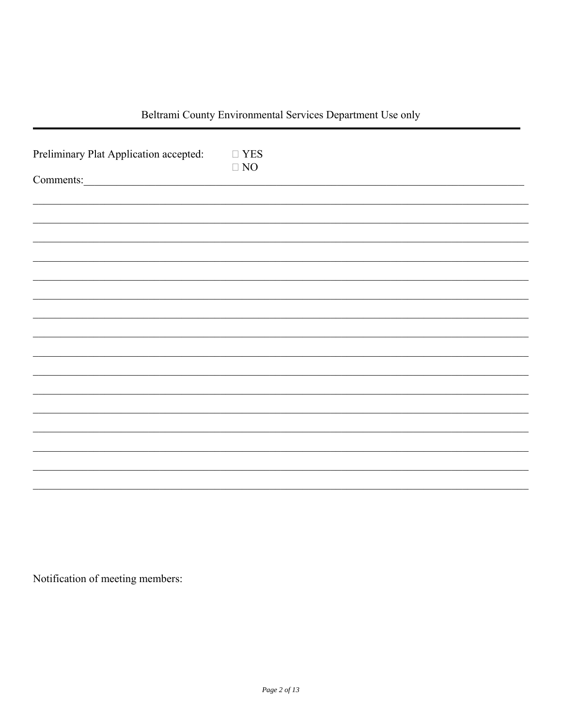Beltrami County Environmental Services Department Use only

---

Preliminary Plat Application accepted: ☐ YES ☐ NO

Comments:\_\_\_\_\_\_\_\_\_\_\_\_\_\_\_\_\_\_\_\_\_\_\_\_\_\_\_\_\_\_\_\_\_\_\_\_\_\_\_\_\_\_\_\_\_\_\_\_\_\_\_\_\_\_\_\_\_\_\_\_\_\_\_\_\_\_\_\_\_\_

Notification of meeting members: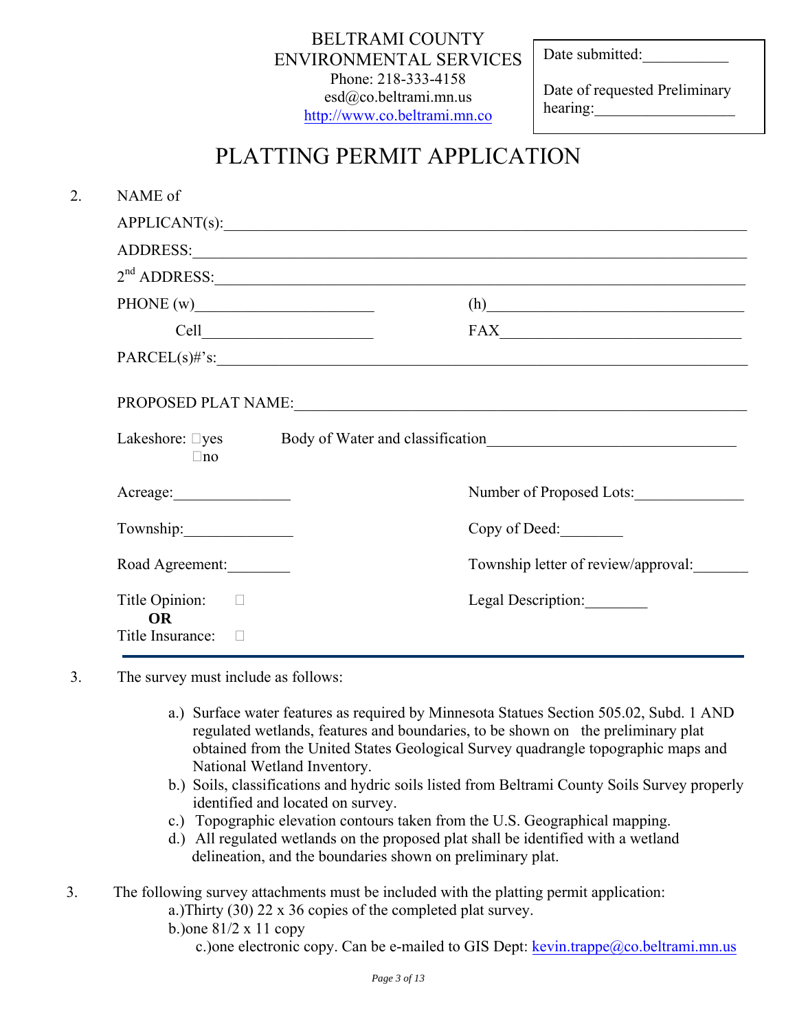BELTRAMI COUNTY
ENVIRONMENTAL SERVICES
Phone: 218-333-4158
esd@co.beltrami.mn.us
http://www.co.beltrami.mn.co

Date submitted:___________

Date of requested Preliminary hearing:__________________

# PLATTING PERMIT APPLICATION

2. NAME of

APPLICANT(s):____________________________________________

ADDRESS:____________________________________________

2nd ADDRESS:____________________________________________

PHONE (w)______________________ (h)______________________

Cell______________________ FAX______________________

PARCEL(s)#'s:____________________________________________

PROPOSED PLAT NAME:____________________________________________

Lakeshore: ☐yes ☐no Body of Water and classification______________________

Acreage:_______________ Number of Proposed Lots:______________

Township:______________ Copy of Deed:________

Road Agreement:________ Township letter of review/approval:_______

Title Opinion: ☐ Legal Description:________
**OR**
Title Insurance: ☐

---

3. The survey must include as follows:

   a.) Surface water features as required by Minnesota Statues Section 505.02, Subd. 1 AND regulated wetlands, features and boundaries, to be shown on the preliminary plat obtained from the United States Geological Survey quadrangle topographic maps and National Wetland Inventory.
   b.) Soils, classifications and hydric soils listed from Beltrami County Soils Survey properly identified and located on survey.
   c.) Topographic elevation contours taken from the U.S. Geographical mapping.
   d.) All regulated wetlands on the proposed plat shall be identified with a wetland delineation, and the boundaries shown on preliminary plat.

3. The following survey attachments must be included with the platting permit application:
   a.)Thirty (30) 22 x 36 copies of the completed plat survey.
   b.)one 81/2 x 11 copy
   c.)one electronic copy. Can be e-mailed to GIS Dept: kevin.trappe@co.beltrami.mn.us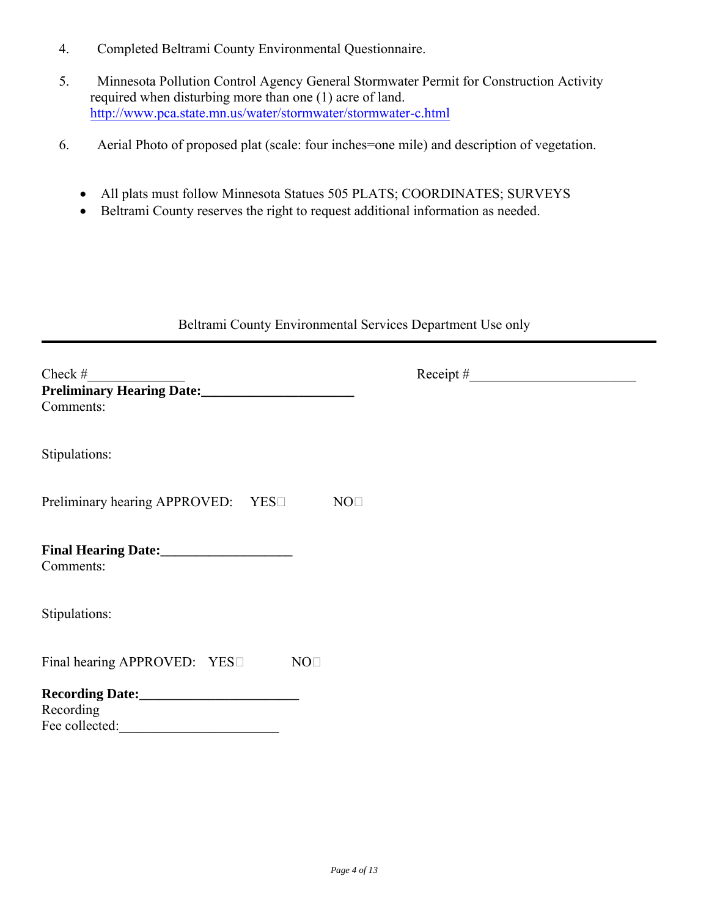4. Completed Beltrami County Environmental Questionnaire.

5. Minnesota Pollution Control Agency General Stormwater Permit for Construction Activity required when disturbing more than one (1) acre of land. http://www.pca.state.mn.us/water/stormwater/stormwater-c.html

6. Aerial Photo of proposed plat (scale: four inches=one mile) and description of vegetation.

- All plats must follow Minnesota Statues 505 PLATS; COORDINATES; SURVEYS
- Beltrami County reserves the right to request additional information as needed.

Beltrami County Environmental Services Department Use only

---

Check #______________ Receipt #________________________

**Preliminary Hearing Date:______________________**

Comments:

Stipulations:

Preliminary hearing APPROVED: YES☐ NO☐

**Final Hearing Date:___________________**

Comments:

Stipulations:

Final hearing APPROVED: YES☐ NO☐

**Recording Date:_______________________**

Recording
Fee collected:_______________________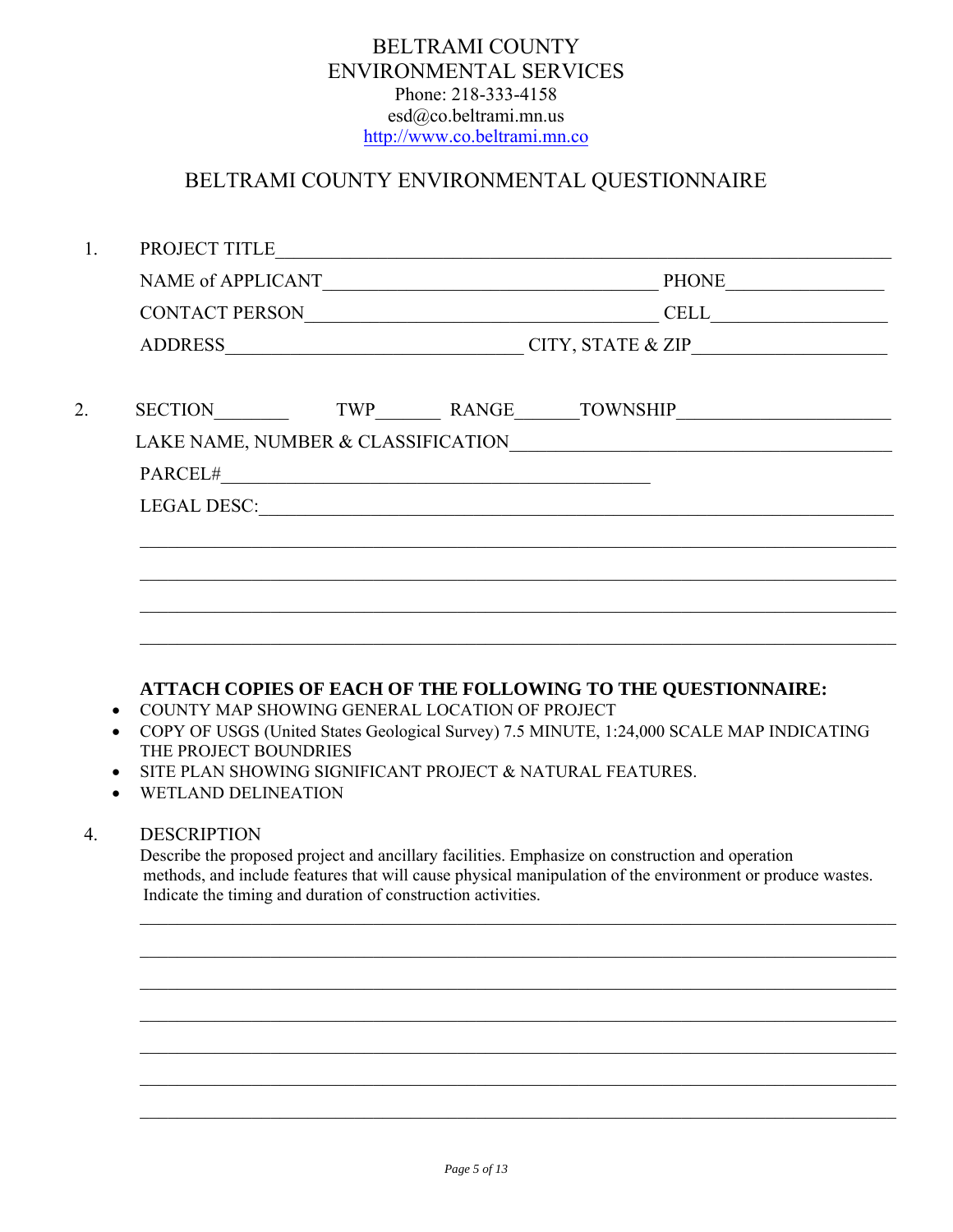BELTRAMI COUNTY
ENVIRONMENTAL SERVICES
Phone: 218-333-4158
esd@co.beltrami.mn.us
http://www.co.beltrami.mn.co

# BELTRAMI COUNTY ENVIRONMENTAL QUESTIONNAIRE

1. PROJECT TITLE_______________________________________________

   NAME of APPLICANT_______________________________ PHONE_______________

   CONTACT PERSON_________________________________ CELL_________________

   ADDRESS____________________________ CITY, STATE & ZIP__________________

2. SECTION________ TWP_______ RANGE______TOWNSHIP_____________________

   LAKE NAME, NUMBER & CLASSIFICATION_____________________________________

   PARCEL#__________________________________________

   LEGAL DESC:_____________________________________________________

   ________________________________________________________________

   ________________________________________________________________

   ________________________________________________________________

   ________________________________________________________________

**ATTACH COPIES OF EACH OF THE FOLLOWING TO THE QUESTIONNAIRE:**

- COUNTY MAP SHOWING GENERAL LOCATION OF PROJECT
- COPY OF USGS (United States Geological Survey) 7.5 MINUTE, 1:24,000 SCALE MAP INDICATING THE PROJECT BOUNDRIES
- SITE PLAN SHOWING SIGNIFICANT PROJECT & NATURAL FEATURES.
- WETLAND DELINEATION

4. DESCRIPTION

   Describe the proposed project and ancillary facilities. Emphasize on construction and operation methods, and include features that will cause physical manipulation of the environment or produce wastes. Indicate the timing and duration of construction activities.

   ________________________________________________________________

   ________________________________________________________________

   ________________________________________________________________

   ________________________________________________________________

   ________________________________________________________________

   ________________________________________________________________

   ________________________________________________________________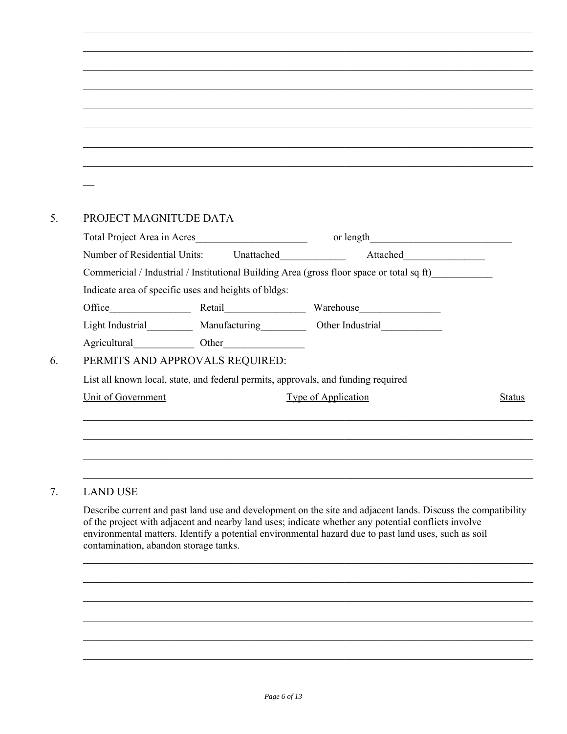5. PROJECT MAGNITUDE DATA

Total Project Area in Acres______________________ or length____________________________

Number of Residential Units: Unattached_____________ Attached________________

Commericial / Industrial / Institutional Building Area (gross floor space or total sq ft)____________

Indicate area of specific uses and heights of bldgs:

Office________________ Retail________________ Warehouse________________

Light Industrial_________ Manufacturing_________ Other Industrial____________

Agricultural____________ Other________________

6. PERMITS AND APPROVALS REQUIRED:

List all known local, state, and federal permits, approvals, and funding required

| Unit of Government | Type of Application | Status |
| --- | --- | --- |
| | | |
| | | |
| | | |
| | | |

7. LAND USE

Describe current and past land use and development on the site and adjacent lands. Discuss the compatibility of the project with adjacent and nearby land uses; indicate whether any potential conflicts involve environmental matters. Identify a potential environmental hazard due to past land uses, such as soil contamination, abandon storage tanks.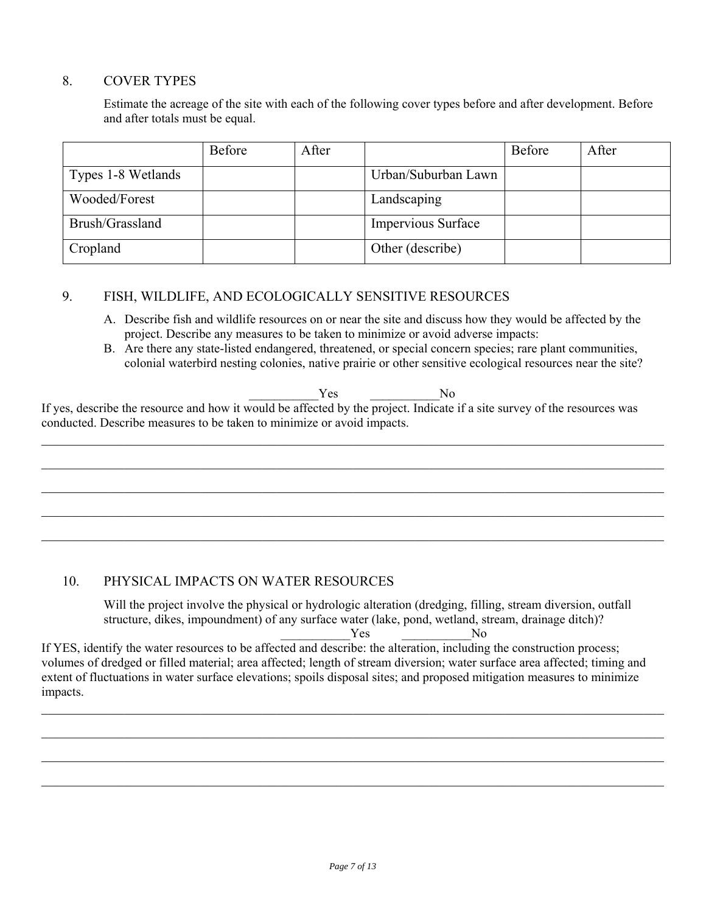## 8. COVER TYPES

Estimate the acreage of the site with each of the following cover types before and after development. Before and after totals must be equal.

| | Before | After | | Before | After |
|---|---|---|---|---|---|
| Types 1-8 Wetlands | | | Urban/Suburban Lawn | | |
| Wooded/Forest | | | Landscaping | | |
| Brush/Grassland | | | Impervious Surface | | |
| Cropland | | | Other (describe) | | |

## 9. FISH, WILDLIFE, AND ECOLOGICALLY SENSITIVE RESOURCES

A. Describe fish and wildlife resources on or near the site and discuss how they would be affected by the project. Describe any measures to be taken to minimize or avoid adverse impacts:

B. Are there any state-listed endangered, threatened, or special concern species; rare plant communities, colonial waterbird nesting colonies, native prairie or other sensitive ecological resources near the site?

___________Yes ___________No

If yes, describe the resource and how it would be affected by the project. Indicate if a site survey of the resources was conducted. Describe measures to be taken to minimize or avoid impacts.

______________________________________________________________________________

______________________________________________________________________________

______________________________________________________________________________

______________________________________________________________________________

______________________________________________________________________________

## 10. PHYSICAL IMPACTS ON WATER RESOURCES

Will the project involve the physical or hydrologic alteration (dredging, filling, stream diversion, outfall structure, dikes, impoundment) of any surface water (lake, pond, wetland, stream, drainage ditch)?

___________Yes ___________No

If YES, identify the water resources to be affected and describe: the alteration, including the construction process; volumes of dredged or filled material; area affected; length of stream diversion; water surface area affected; timing and extent of fluctuations in water surface elevations; spoils disposal sites; and proposed mitigation measures to minimize impacts.

______________________________________________________________________________

______________________________________________________________________________

______________________________________________________________________________

______________________________________________________________________________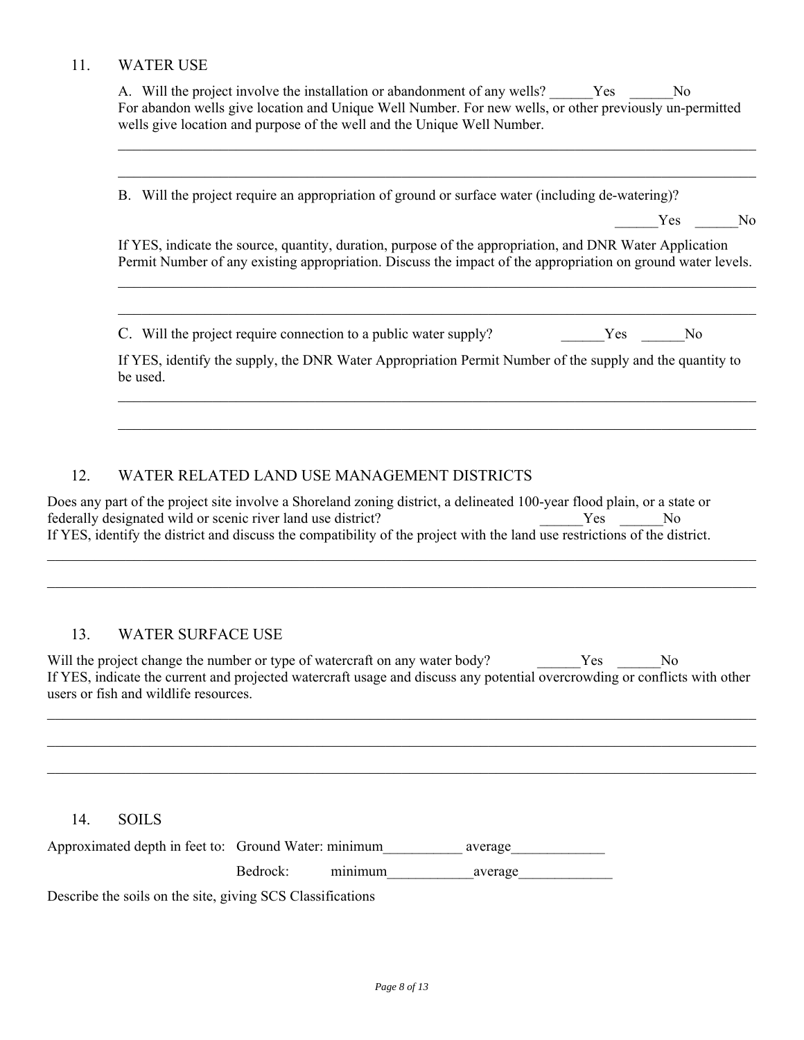## 11. WATER USE

A. Will the project involve the installation or abandonment of any wells? ______Yes ______No
For abandon wells give location and Unique Well Number. For new wells, or other previously un-permitted wells give location and purpose of the well and the Unique Well Number.

______________________________________________________________________________

______________________________________________________________________________

B. Will the project require an appropriation of ground or surface water (including de-watering)?

______Yes ______No

If YES, indicate the source, quantity, duration, purpose of the appropriation, and DNR Water Application Permit Number of any existing appropriation. Discuss the impact of the appropriation on ground water levels.

______________________________________________________________________________

______________________________________________________________________________

C. Will the project require connection to a public water supply? ______Yes ______No

If YES, identify the supply, the DNR Water Appropriation Permit Number of the supply and the quantity to be used.

______________________________________________________________________________

______________________________________________________________________________

## 12. WATER RELATED LAND USE MANAGEMENT DISTRICTS

Does any part of the project site involve a Shoreland zoning district, a delineated 100-year flood plain, or a state or federally designated wild or scenic river land use district? ______Yes ______No
If YES, identify the district and discuss the compatibility of the project with the land use restrictions of the district.

______________________________________________________________________________

______________________________________________________________________________

## 13. WATER SURFACE USE

Will the project change the number or type of watercraft on any water body? ______Yes ______No
If YES, indicate the current and projected watercraft usage and discuss any potential overcrowding or conflicts with other users or fish and wildlife resources.

______________________________________________________________________________

______________________________________________________________________________

______________________________________________________________________________

## 14. SOILS

Approximated depth in feet to: Ground Water: minimum___________ average_____________

Bedrock: minimum____________average_____________

Describe the soils on the site, giving SCS Classifications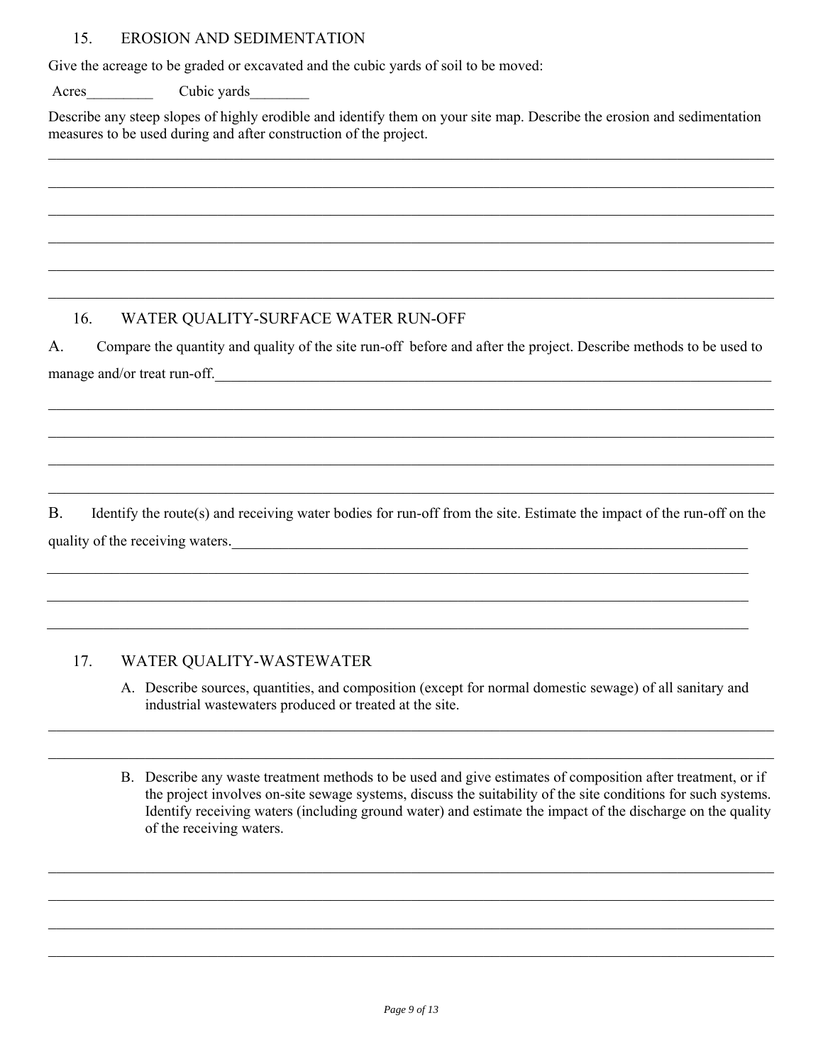## 15. EROSION AND SEDIMENTATION

Give the acreage to be graded or excavated and the cubic yards of soil to be moved:

Acres_________ Cubic yards________

Describe any steep slopes of highly erodible and identify them on your site map. Describe the erosion and sedimentation measures to be used during and after construction of the project.

## 16. WATER QUALITY-SURFACE WATER RUN-OFF

A. Compare the quantity and quality of the site run-off before and after the project. Describe methods to be used to manage and/or treat run-off.

B. Identify the route(s) and receiving water bodies for run-off from the site. Estimate the impact of the run-off on the quality of the receiving waters.

## 17. WATER QUALITY-WASTEWATER

A. Describe sources, quantities, and composition (except for normal domestic sewage) of all sanitary and industrial wastewaters produced or treated at the site.

B. Describe any waste treatment methods to be used and give estimates of composition after treatment, or if the project involves on-site sewage systems, discuss the suitability of the site conditions for such systems. Identify receiving waters (including ground water) and estimate the impact of the discharge on the quality of the receiving waters.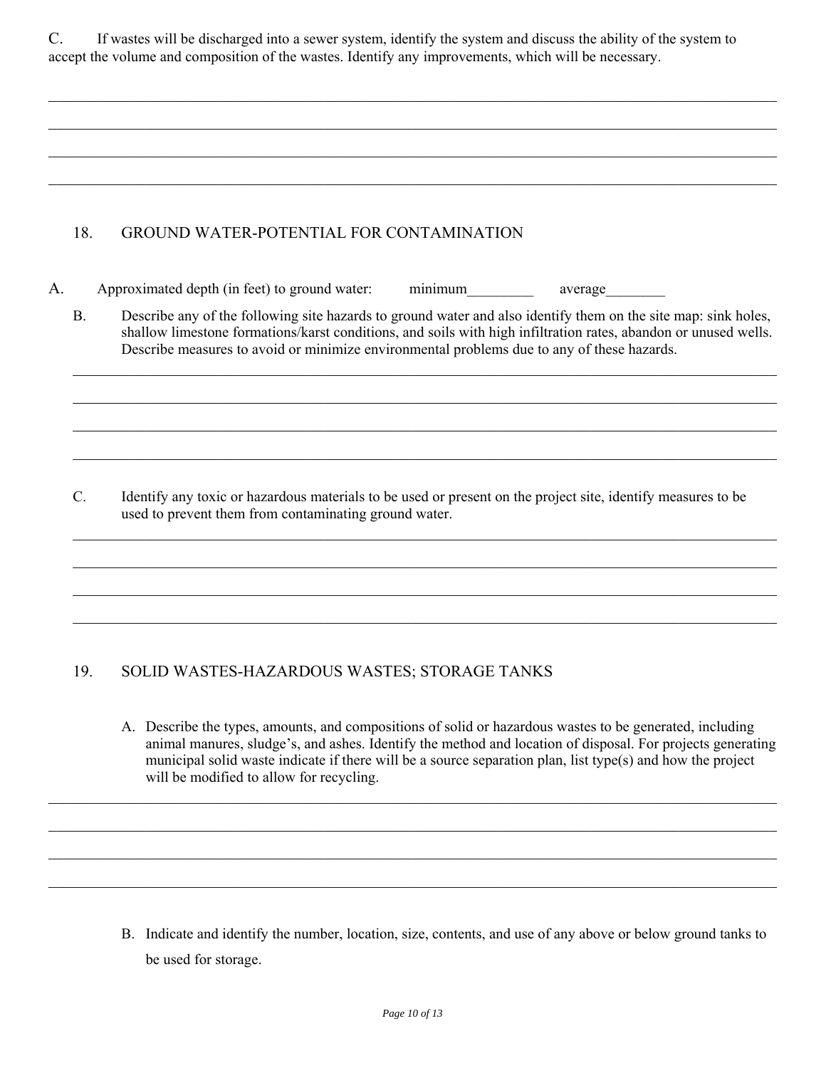C. If wastes will be discharged into a sewer system, identify the system and discuss the ability of the system to accept the volume and composition of the wastes. Identify any improvements, which will be necessary.

______________________________________________________________________________

______________________________________________________________________________

______________________________________________________________________________

______________________________________________________________________________

## 18. GROUND WATER-POTENTIAL FOR CONTAMINATION

A. Approximated depth (in feet) to ground water: minimum_________ average________

B. Describe any of the following site hazards to ground water and also identify them on the site map: sink holes, shallow limestone formations/karst conditions, and soils with high infiltration rates, abandon or unused wells. Describe measures to avoid or minimize environmental problems due to any of these hazards.

______________________________________________________________________________

______________________________________________________________________________

______________________________________________________________________________

______________________________________________________________________________

C. Identify any toxic or hazardous materials to be used or present on the project site, identify measures to be used to prevent them from contaminating ground water.

______________________________________________________________________________

______________________________________________________________________________

______________________________________________________________________________

______________________________________________________________________________

## 19. SOLID WASTES-HAZARDOUS WASTES; STORAGE TANKS

A. Describe the types, amounts, and compositions of solid or hazardous wastes to be generated, including animal manures, sludge's, and ashes. Identify the method and location of disposal. For projects generating municipal solid waste indicate if there will be a source separation plan, list type(s) and how the project will be modified to allow for recycling.

______________________________________________________________________________

______________________________________________________________________________

______________________________________________________________________________

______________________________________________________________________________

B. Indicate and identify the number, location, size, contents, and use of any above or below ground tanks to be used for storage.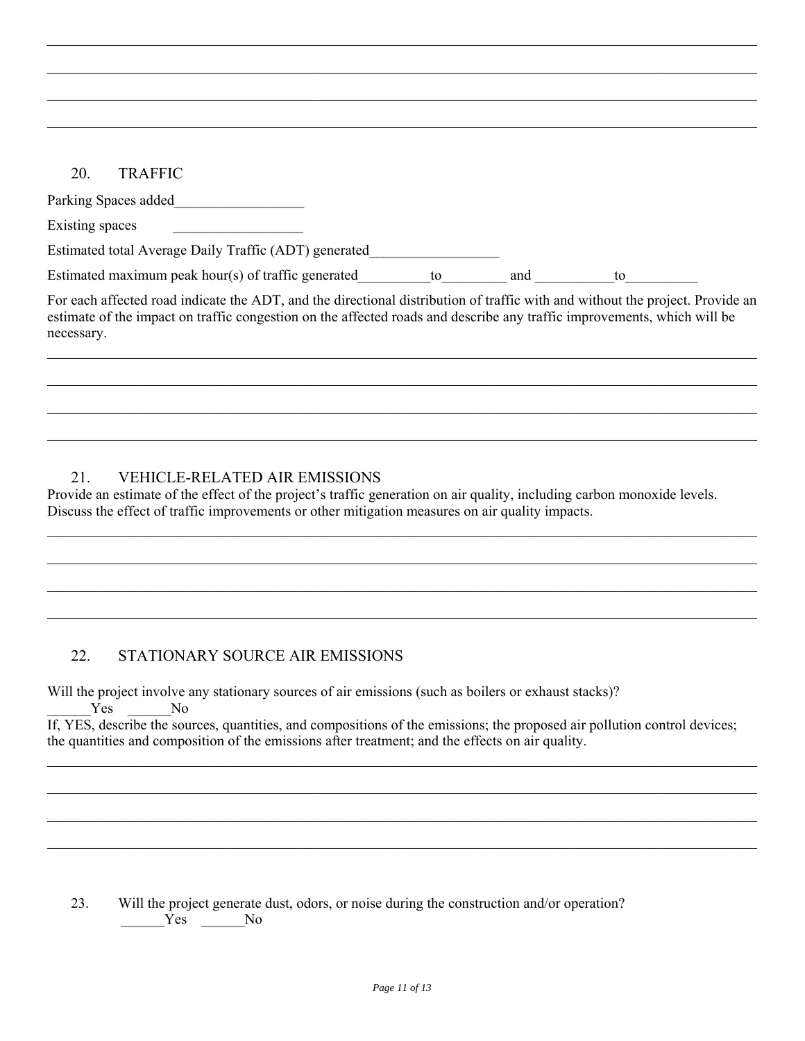\_\_\_\_\_\_\_\_\_\_\_\_\_\_\_\_\_\_\_\_\_\_\_\_\_\_\_\_\_\_\_\_\_\_\_\_\_\_\_\_\_\_\_\_\_\_\_\_\_\_\_\_\_\_\_\_\_\_\_\_\_\_\_\_\_\_\_\_\_\_\_\_\_\_\_\_\_\_

\_\_\_\_\_\_\_\_\_\_\_\_\_\_\_\_\_\_\_\_\_\_\_\_\_\_\_\_\_\_\_\_\_\_\_\_\_\_\_\_\_\_\_\_\_\_\_\_\_\_\_\_\_\_\_\_\_\_\_\_\_\_\_\_\_\_\_\_\_\_\_\_\_\_\_\_\_\_

\_\_\_\_\_\_\_\_\_\_\_\_\_\_\_\_\_\_\_\_\_\_\_\_\_\_\_\_\_\_\_\_\_\_\_\_\_\_\_\_\_\_\_\_\_\_\_\_\_\_\_\_\_\_\_\_\_\_\_\_\_\_\_\_\_\_\_\_\_\_\_\_\_\_\_\_\_\_

\_\_\_\_\_\_\_\_\_\_\_\_\_\_\_\_\_\_\_\_\_\_\_\_\_\_\_\_\_\_\_\_\_\_\_\_\_\_\_\_\_\_\_\_\_\_\_\_\_\_\_\_\_\_\_\_\_\_\_\_\_\_\_\_\_\_\_\_\_\_\_\_\_\_\_\_\_\_

## 20. TRAFFIC

Parking Spaces added\_\_\_\_\_\_\_\_\_\_\_\_\_\_\_\_\_\_

Existing spaces \_\_\_\_\_\_\_\_\_\_\_\_\_\_\_\_\_\_

Estimated total Average Daily Traffic (ADT) generated\_\_\_\_\_\_\_\_\_\_\_\_\_\_\_\_\_\_

Estimated maximum peak hour(s) of traffic generated\_\_\_\_\_\_\_\_\_\_to\_\_\_\_\_\_\_\_\_ and \_\_\_\_\_\_\_\_\_\_\_to\_\_\_\_\_\_\_\_\_\_

For each affected road indicate the ADT, and the directional distribution of traffic with and without the project. Provide an estimate of the impact on traffic congestion on the affected roads and describe any traffic improvements, which will be necessary.

\_\_\_\_\_\_\_\_\_\_\_\_\_\_\_\_\_\_\_\_\_\_\_\_\_\_\_\_\_\_\_\_\_\_\_\_\_\_\_\_\_\_\_\_\_\_\_\_\_\_\_\_\_\_\_\_\_\_\_\_\_\_\_\_\_\_\_\_\_\_\_\_\_\_\_\_\_\_

\_\_\_\_\_\_\_\_\_\_\_\_\_\_\_\_\_\_\_\_\_\_\_\_\_\_\_\_\_\_\_\_\_\_\_\_\_\_\_\_\_\_\_\_\_\_\_\_\_\_\_\_\_\_\_\_\_\_\_\_\_\_\_\_\_\_\_\_\_\_\_\_\_\_\_\_\_\_

\_\_\_\_\_\_\_\_\_\_\_\_\_\_\_\_\_\_\_\_\_\_\_\_\_\_\_\_\_\_\_\_\_\_\_\_\_\_\_\_\_\_\_\_\_\_\_\_\_\_\_\_\_\_\_\_\_\_\_\_\_\_\_\_\_\_\_\_\_\_\_\_\_\_\_\_\_\_

\_\_\_\_\_\_\_\_\_\_\_\_\_\_\_\_\_\_\_\_\_\_\_\_\_\_\_\_\_\_\_\_\_\_\_\_\_\_\_\_\_\_\_\_\_\_\_\_\_\_\_\_\_\_\_\_\_\_\_\_\_\_\_\_\_\_\_\_\_\_\_\_\_\_\_\_\_\_

## 21. VEHICLE-RELATED AIR EMISSIONS

Provide an estimate of the effect of the project's traffic generation on air quality, including carbon monoxide levels. Discuss the effect of traffic improvements or other mitigation measures on air quality impacts.

\_\_\_\_\_\_\_\_\_\_\_\_\_\_\_\_\_\_\_\_\_\_\_\_\_\_\_\_\_\_\_\_\_\_\_\_\_\_\_\_\_\_\_\_\_\_\_\_\_\_\_\_\_\_\_\_\_\_\_\_\_\_\_\_\_\_\_\_\_\_\_\_\_\_\_\_\_\_

\_\_\_\_\_\_\_\_\_\_\_\_\_\_\_\_\_\_\_\_\_\_\_\_\_\_\_\_\_\_\_\_\_\_\_\_\_\_\_\_\_\_\_\_\_\_\_\_\_\_\_\_\_\_\_\_\_\_\_\_\_\_\_\_\_\_\_\_\_\_\_\_\_\_\_\_\_\_

\_\_\_\_\_\_\_\_\_\_\_\_\_\_\_\_\_\_\_\_\_\_\_\_\_\_\_\_\_\_\_\_\_\_\_\_\_\_\_\_\_\_\_\_\_\_\_\_\_\_\_\_\_\_\_\_\_\_\_\_\_\_\_\_\_\_\_\_\_\_\_\_\_\_\_\_\_\_

\_\_\_\_\_\_\_\_\_\_\_\_\_\_\_\_\_\_\_\_\_\_\_\_\_\_\_\_\_\_\_\_\_\_\_\_\_\_\_\_\_\_\_\_\_\_\_\_\_\_\_\_\_\_\_\_\_\_\_\_\_\_\_\_\_\_\_\_\_\_\_\_\_\_\_\_\_\_

## 22. STATIONARY SOURCE AIR EMISSIONS

Will the project involve any stationary sources of air emissions (such as boilers or exhaust stacks)?
\_\_\_\_\_\_Yes \_\_\_\_\_\_No

If, YES, describe the sources, quantities, and compositions of the emissions; the proposed air pollution control devices; the quantities and composition of the emissions after treatment; and the effects on air quality.

\_\_\_\_\_\_\_\_\_\_\_\_\_\_\_\_\_\_\_\_\_\_\_\_\_\_\_\_\_\_\_\_\_\_\_\_\_\_\_\_\_\_\_\_\_\_\_\_\_\_\_\_\_\_\_\_\_\_\_\_\_\_\_\_\_\_\_\_\_\_\_\_\_\_\_\_\_\_

\_\_\_\_\_\_\_\_\_\_\_\_\_\_\_\_\_\_\_\_\_\_\_\_\_\_\_\_\_\_\_\_\_\_\_\_\_\_\_\_\_\_\_\_\_\_\_\_\_\_\_\_\_\_\_\_\_\_\_\_\_\_\_\_\_\_\_\_\_\_\_\_\_\_\_\_\_\_

\_\_\_\_\_\_\_\_\_\_\_\_\_\_\_\_\_\_\_\_\_\_\_\_\_\_\_\_\_\_\_\_\_\_\_\_\_\_\_\_\_\_\_\_\_\_\_\_\_\_\_\_\_\_\_\_\_\_\_\_\_\_\_\_\_\_\_\_\_\_\_\_\_\_\_\_\_\_

\_\_\_\_\_\_\_\_\_\_\_\_\_\_\_\_\_\_\_\_\_\_\_\_\_\_\_\_\_\_\_\_\_\_\_\_\_\_\_\_\_\_\_\_\_\_\_\_\_\_\_\_\_\_\_\_\_\_\_\_\_\_\_\_\_\_\_\_\_\_\_\_\_\_\_\_\_\_

23. Will the project generate dust, odors, or noise during the construction and/or operation?
\_\_\_\_\_\_Yes \_\_\_\_\_\_No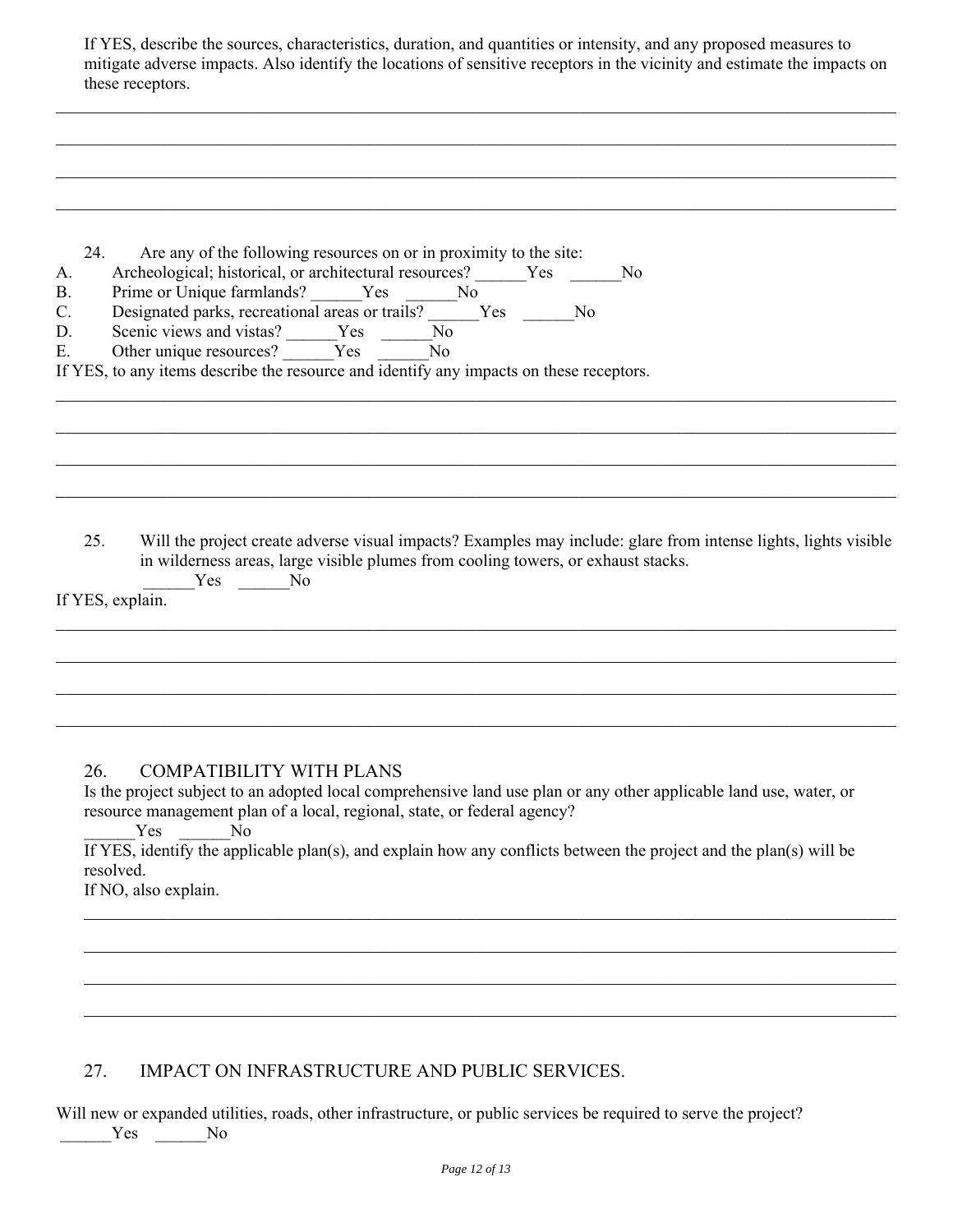If YES, describe the sources, characteristics, duration, and quantities or intensity, and any proposed measures to mitigate adverse impacts. Also identify the locations of sensitive receptors in the vicinity and estimate the impacts on these receptors.

______________________________________________________________________________________________

______________________________________________________________________________________________

______________________________________________________________________________________________

______________________________________________________________________________________________

24. Are any of the following resources on or in proximity to the site:

A. Archeological; historical, or architectural resources? ______Yes ______No

B. Prime or Unique farmlands? ______Yes ______No

C. Designated parks, recreational areas or trails? ______Yes ______No

D. Scenic views and vistas? ______Yes ______No

E. Other unique resources? ______Yes ______No

If YES, to any items describe the resource and identify any impacts on these receptors.

______________________________________________________________________________________________

______________________________________________________________________________________________

______________________________________________________________________________________________

______________________________________________________________________________________________

25. Will the project create adverse visual impacts? Examples may include: glare from intense lights, lights visible in wilderness areas, large visible plumes from cooling towers, or exhaust stacks.
______Yes ______No

If YES, explain.

______________________________________________________________________________________________

______________________________________________________________________________________________

______________________________________________________________________________________________

______________________________________________________________________________________________

## 26. COMPATIBILITY WITH PLANS

Is the project subject to an adopted local comprehensive land use plan or any other applicable land use, water, or resource management plan of a local, regional, state, or federal agency?
______Yes ______No

If YES, identify the applicable plan(s), and explain how any conflicts between the project and the plan(s) will be resolved.

If NO, also explain.

______________________________________________________________________________________________

______________________________________________________________________________________________

______________________________________________________________________________________________

______________________________________________________________________________________________

## 27. IMPACT ON INFRASTRUCTURE AND PUBLIC SERVICES.

Will new or expanded utilities, roads, other infrastructure, or public services be required to serve the project?
______Yes ______No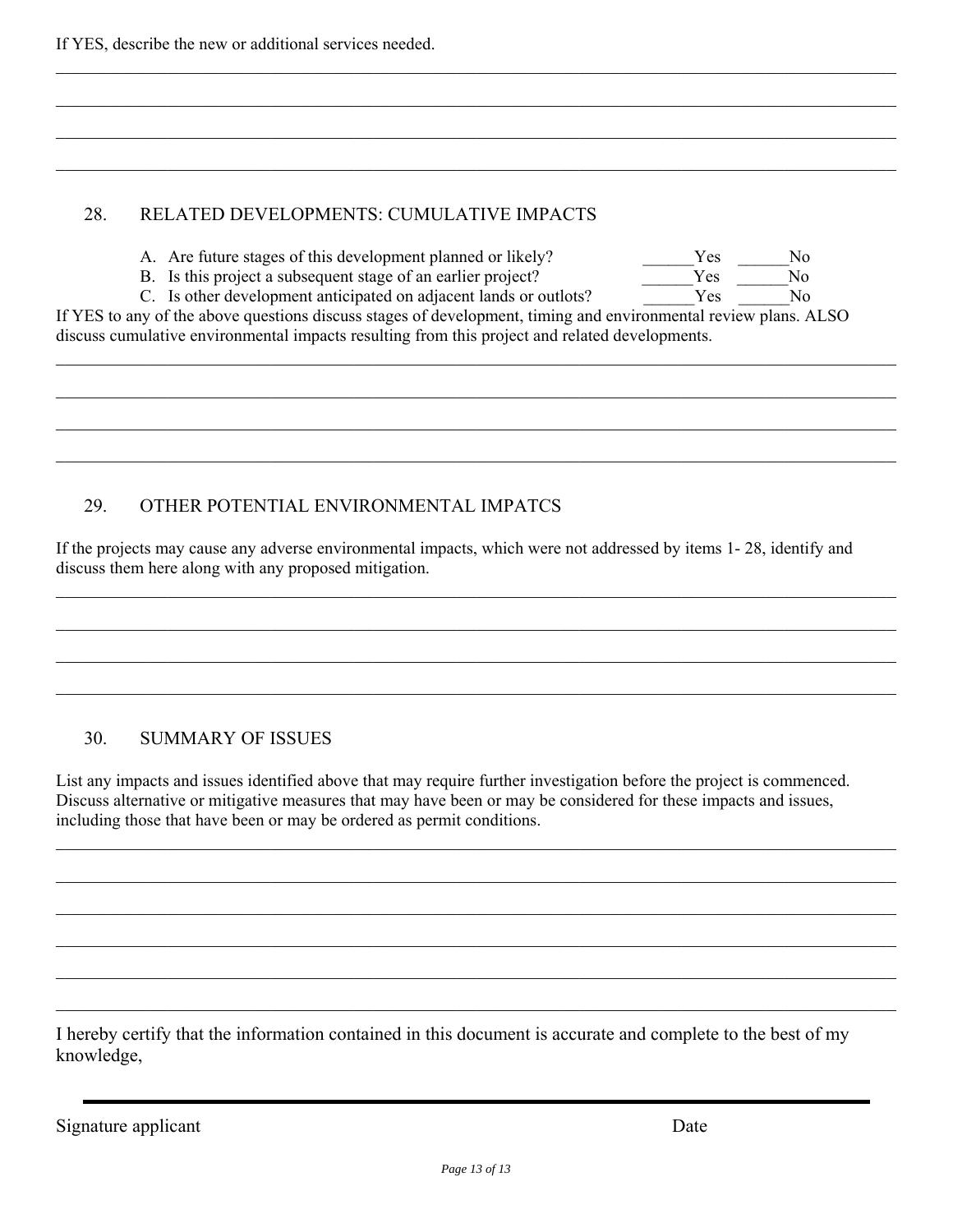If YES, describe the new or additional services needed.

______________________________________________________________________________________

______________________________________________________________________________________

______________________________________________________________________________________

______________________________________________________________________________________

## 28. RELATED DEVELOPMENTS: CUMULATIVE IMPACTS

A. Are future stages of this development planned or likely? ______Yes ______No

B. Is this project a subsequent stage of an earlier project? ______Yes ______No

C. Is other development anticipated on adjacent lands or outlots? ______Yes ______No

If YES to any of the above questions discuss stages of development, timing and environmental review plans. ALSO discuss cumulative environmental impacts resulting from this project and related developments.

______________________________________________________________________________________

______________________________________________________________________________________

______________________________________________________________________________________

______________________________________________________________________________________

## 29. OTHER POTENTIAL ENVIRONMENTAL IMPATCS

If the projects may cause any adverse environmental impacts, which were not addressed by items 1- 28, identify and discuss them here along with any proposed mitigation.

______________________________________________________________________________________

______________________________________________________________________________________

______________________________________________________________________________________

______________________________________________________________________________________

## 30. SUMMARY OF ISSUES

List any impacts and issues identified above that may require further investigation before the project is commenced. Discuss alternative or mitigative measures that may have been or may be considered for these impacts and issues, including those that have been or may be ordered as permit conditions.

______________________________________________________________________________________

______________________________________________________________________________________

______________________________________________________________________________________

______________________________________________________________________________________

______________________________________________________________________________________

______________________________________________________________________________________

I hereby certify that the information contained in this document is accurate and complete to the best of my knowledge,

______________________________________________________________________________________

Signature applicant                                                                                    Date